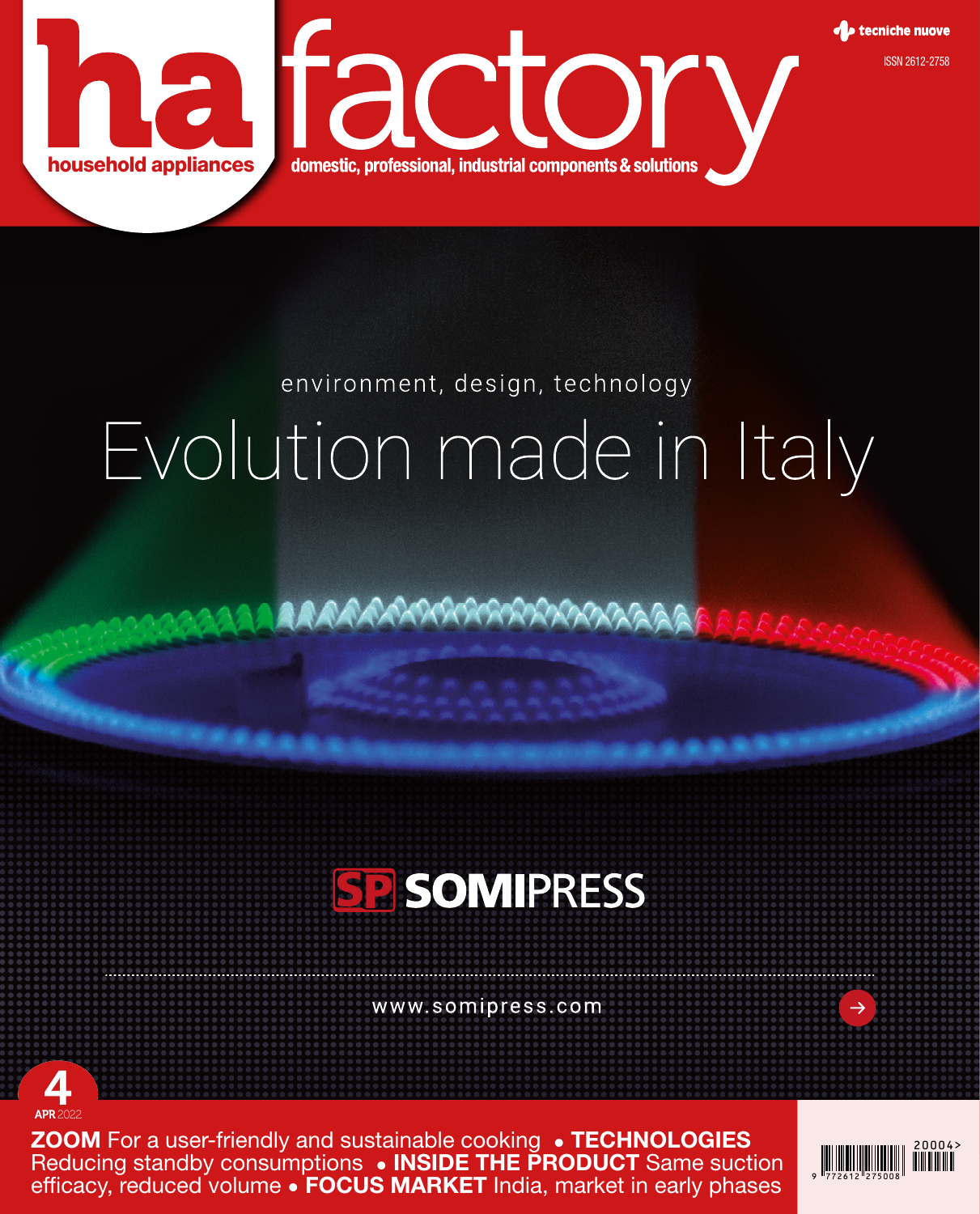# ha factory

household appliances

domestic, professional, industrial components & solutions

tecniche nuove

ISSN 2612-2758

environment, design, technology

## Evolution made in Italy

SP SOMIPRESS

www.somipress.com

4
APR 2022

**ZOOM** For a user-friendly and sustainable cooking • **TECHNOLOGIES** Reducing standby consumptions • **INSIDE THE PRODUCT** Same suction efficacy, reduced volume • **FOCUS MARKET** India, market in early phases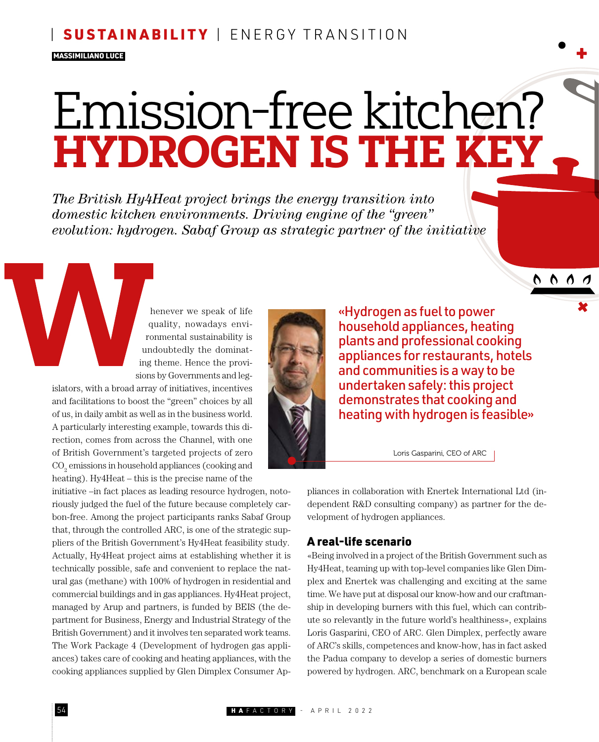SUSTAINABILITY | ENERGY TRANSITION

MASSIMILIANO LUCE

# Emission-free kitchen? HYDROGEN IS THE KEY

*The British Hy4Heat project brings the energy transition into domestic kitchen environments. Driving engine of the "green" evolution: hydrogen. Sabaf Group as strategic partner of the initiative*

Whenever we speak of life quality, nowadays environmental sustainability is undoubtedly the dominating theme. Hence the provisions by Governments and legislators, with a broad array of initiatives, incentives and facilitations to boost the "green" choices by all of us, in daily ambit as well as in the business world. A particularly interesting example, towards this direction, comes from across the Channel, with one of British Government's targeted projects of zero $CO_2$ emissions in household appliances (cooking and heating). Hy4Heat – this is the precise name of the initiative –in fact places as leading resource hydrogen, notoriously judged the fuel of the future because completely carbon-free. Among the project participants ranks Sabaf Group that, through the controlled ARC, is one of the strategic suppliers of the British Government's Hy4Heat feasibility study. Actually, Hy4Heat project aims at establishing whether it is technically possible, safe and convenient to replace the natural gas (methane) with 100% of hydrogen in residential and commercial buildings and in gas appliances. Hy4Heat project, managed by Arup and partners, is funded by BEIS (the department for Business, Energy and Industrial Strategy of the British Government) and it involves ten separated work teams. The Work Package 4 (Development of hydrogen gas appliances) takes care of cooking and heating appliances, with the cooking appliances supplied by Glen Dimplex Consumer Appliances in collaboration with Enertek International Ltd (independent R&D consulting company) as partner for the development of hydrogen appliances.

«Hydrogen as fuel to power household appliances, heating plants and professional cooking appliances for restaurants, hotels and communities is a way to be undertaken safely: this project demonstrates that cooking and heating with hydrogen is feasible»

Loris Gasparini, CEO of ARC

## A real-life scenario

«Being involved in a project of the British Government such as Hy4Heat, teaming up with top-level companies like Glen Dimplex and Enertek was challenging and exciting at the same time. We have put at disposal our know-how and our craftmanship in developing burners with this fuel, which can contribute so relevantly in the future world's healthiness», explains Loris Gasparini, CEO of ARC. Glen Dimplex, perfectly aware of ARC's skills, competences and know-how, has in fact asked the Padua company to develop a series of domestic burners powered by hydrogen. ARC, benchmark on a European scale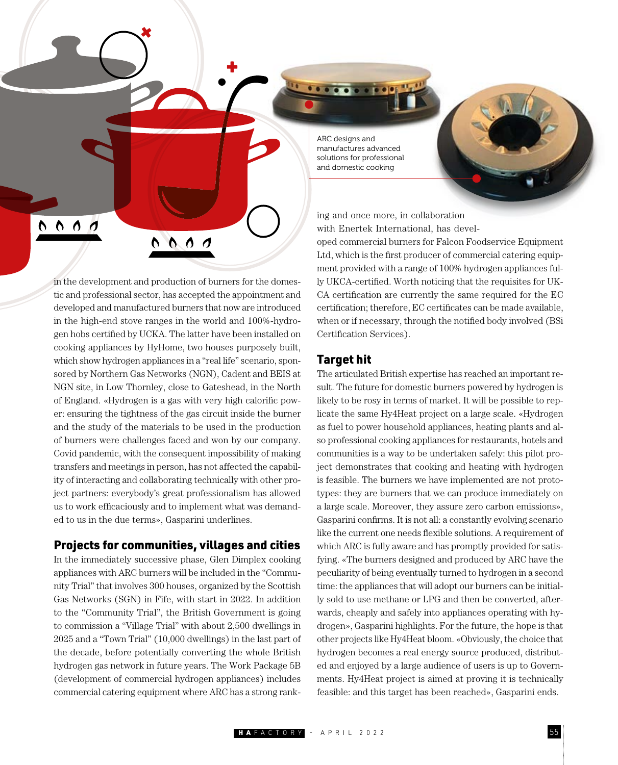in the development and production of burners for the domestic and professional sector, has accepted the appointment and developed and manufactured burners that now are introduced in the high-end stove ranges in the world and 100%-hydrogen hobs certified by UCKA. The latter have been installed on cooking appliances by HyHome, two houses purposely built, which show hydrogen appliances in a "real life" scenario, sponsored by Northern Gas Networks (NGN), Cadent and BEIS at NGN site, in Low Thornley, close to Gateshead, in the North of England. «Hydrogen is a gas with very high calorific power: ensuring the tightness of the gas circuit inside the burner and the study of the materials to be used in the production of burners were challenges faced and won by our company. Covid pandemic, with the consequent impossibility of making transfers and meetings in person, has not affected the capability of interacting and collaborating technically with other project partners: everybody's great professionalism has allowed us to work efficaciously and to implement what was demanded to us in the due terms», Gasparini underlines.

## Projects for communities, villages and cities

In the immediately successive phase, Glen Dimplex cooking appliances with ARC burners will be included in the "Community Trial" that involves 300 houses, organized by the Scottish Gas Networks (SGN) in Fife, with start in 2022. In addition to the "Community Trial", the British Government is going to commission a "Village Trial" with about 2,500 dwellings in 2025 and a "Town Trial" (10,000 dwellings) in the last part of the decade, before potentially converting the whole British hydrogen gas network in future years. The Work Package 5B (development of commercial hydrogen appliances) includes commercial catering equipment where ARC has a strong ranking and once more, in collaboration with Enertek International, has developed commercial burners for Falcon Foodservice Equipment Ltd, which is the first producer of commercial catering equipment provided with a range of 100% hydrogen appliances fully UKCA-certified. Worth noticing that the requisites for UKCA certification are currently the same required for the EC certification; therefore, EC certificates can be made available, when or if necessary, through the notified body involved (BSi Certification Services).

ARC designs and manufactures advanced solutions for professional and domestic cooking

## Target hit

The articulated British expertise has reached an important result. The future for domestic burners powered by hydrogen is likely to be rosy in terms of market. It will be possible to replicate the same Hy4Heat project on a large scale. «Hydrogen as fuel to power household appliances, heating plants and also professional cooking appliances for restaurants, hotels and communities is a way to be undertaken safely: this pilot project demonstrates that cooking and heating with hydrogen is feasible. The burners we have implemented are not prototypes: they are burners that we can produce immediately on a large scale. Moreover, they assure zero carbon emissions», Gasparini confirms. It is not all: a constantly evolving scenario like the current one needs flexible solutions. A requirement of which ARC is fully aware and has promptly provided for satisfying. «The burners designed and produced by ARC have the peculiarity of being eventually turned to hydrogen in a second time: the appliances that will adopt our burners can be initially sold to use methane or LPG and then be converted, afterwards, cheaply and safely into appliances operating with hydrogen», Gasparini highlights. For the future, the hope is that other projects like Hy4Heat bloom. «Obviously, the choice that hydrogen becomes a real energy source produced, distributed and enjoyed by a large audience of users is up to Governments. Hy4Heat project is aimed at proving it is technically feasible: and this target has been reached», Gasparini ends.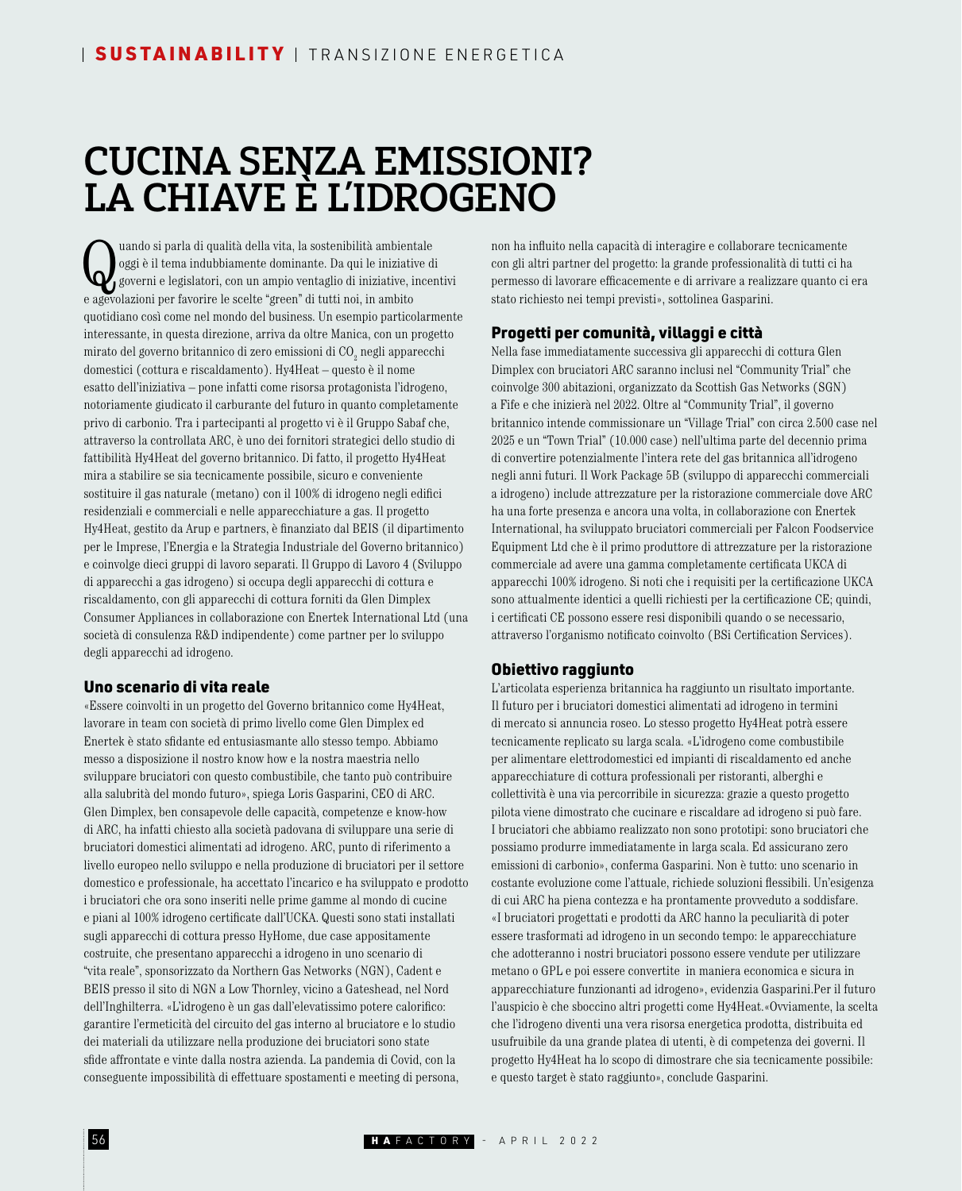# CUCINA SENZA EMISSIONI? LA CHIAVE È L'IDROGENO

Quando si parla di qualità della vita, la sostenibilità ambientale oggi è il tema indubbiamente dominante. Da qui le iniziative di governi e legislatori, con un ampio ventaglio di iniziative, incentivi e agevolazioni per favorire le scelte "green" di tutti noi, in ambito quotidiano così come nel mondo del business. Un esempio particolarmente interessante, in questa direzione, arriva da oltre Manica, con un progetto mirato del governo britannico di zero emissioni di $CO_2$ negli apparecchi domestici (cottura e riscaldamento). Hy4Heat – questo è il nome esatto dell'iniziativa – pone infatti come risorsa protagonista l'idrogeno, notoriamente giudicato il carburante del futuro in quanto completamente privo di carbonio. Tra i partecipanti al progetto vi è il Gruppo Sabaf che, attraverso la controllata ARC, è uno dei fornitori strategici dello studio di fattibilità Hy4Heat del governo britannico. Di fatto, il progetto Hy4Heat mira a stabilire se sia tecnicamente possibile, sicuro e conveniente sostituire il gas naturale (metano) con il 100% di idrogeno negli edifici residenziali e commerciali e nelle apparecchiature a gas. Il progetto Hy4Heat, gestito da Arup e partners, è finanziato dal BEIS (il dipartimento per le Imprese, l'Energia e la Strategia Industriale del Governo britannico) e coinvolge dieci gruppi di lavoro separati. Il Gruppo di Lavoro 4 (Sviluppo di apparecchi a gas idrogeno) si occupa degli apparecchi di cottura e riscaldamento, con gli apparecchi di cottura forniti da Glen Dimplex Consumer Appliances in collaborazione con Enertek International Ltd (una società di consulenza R&D indipendente) come partner per lo sviluppo degli apparecchi ad idrogeno.

## Uno scenario di vita reale

«Essere coinvolti in un progetto del Governo britannico come Hy4Heat, lavorare in team con società di primo livello come Glen Dimplex ed Enertek è stato sfidante ed entusiasmante allo stesso tempo. Abbiamo messo a disposizione il nostro know how e la nostra maestria nello sviluppare bruciatori con questo combustibile, che tanto può contribuire alla salubrità del mondo futuro», spiega Loris Gasparini, CEO di ARC. Glen Dimplex, ben consapevole delle capacità, competenze e know-how di ARC, ha infatti chiesto alla società padovana di sviluppare una serie di bruciatori domestici alimentati ad idrogeno. ARC, punto di riferimento a livello europeo nello sviluppo e nella produzione di bruciatori per il settore domestico e professionale, ha accettato l'incarico e ha sviluppato e prodotto i bruciatori che ora sono inseriti nelle prime gamme al mondo di cucine e piani al 100% idrogeno certificate dall'UCKA. Questi sono stati installati sugli apparecchi di cottura presso HyHome, due case appositamente costruite, che presentano apparecchi a idrogeno in uno scenario di "vita reale", sponsorizzato da Northern Gas Networks (NGN), Cadent e BEIS presso il sito di NGN a Low Thornley, vicino a Gateshead, nel Nord dell'Inghilterra. «L'idrogeno è un gas dall'elevatissimo potere calorifico: garantire l'ermeticità del circuito del gas interno al bruciatore e lo studio dei materiali da utilizzare nella produzione dei bruciatori sono state sfide affrontate e vinte dalla nostra azienda. La pandemia di Covid, con la conseguente impossibilità di effettuare spostamenti e meeting di persona, non ha influito nella capacità di interagire e collaborare tecnicamente con gli altri partner del progetto: la grande professionalità di tutti ci ha permesso di lavorare efficacemente e di arrivare a realizzare quanto ci era stato richiesto nei tempi previsti», sottolinea Gasparini.

## Progetti per comunità, villaggi e città

Nella fase immediatamente successiva gli apparecchi di cottura Glen Dimplex con bruciatori ARC saranno inclusi nel "Community Trial" che coinvolge 300 abitazioni, organizzato da Scottish Gas Networks (SGN) a Fife e che inizierà nel 2022. Oltre al "Community Trial", il governo britannico intende commissionare un "Village Trial" con circa 2.500 case nel 2025 e un "Town Trial" (10.000 case) nell'ultima parte del decennio prima di convertire potenzialmente l'intera rete del gas britannica all'idrogeno negli anni futuri. Il Work Package 5B (sviluppo di apparecchi commerciali a idrogeno) include attrezzature per la ristorazione commerciale dove ARC ha una forte presenza e ancora una volta, in collaborazione con Enertek International, ha sviluppato bruciatori commerciali per Falcon Foodservice Equipment Ltd che è il primo produttore di attrezzature per la ristorazione commerciale ad avere una gamma completamente certificata UKCA di apparecchi 100% idrogeno. Si noti che i requisiti per la certificazione UKCA sono attualmente identici a quelli richiesti per la certificazione CE; quindi, i certificati CE possono essere resi disponibili quando o se necessario, attraverso l'organismo notificato coinvolto (BSi Certification Services).

## Obiettivo raggiunto

L'articolata esperienza britannica ha raggiunto un risultato importante. Il futuro per i bruciatori domestici alimentati ad idrogeno in termini di mercato si annuncia roseo. Lo stesso progetto Hy4Heat potrà essere tecnicamente replicato su larga scala. «L'idrogeno come combustibile per alimentare elettrodomestici ed impianti di riscaldamento ed anche apparecchiature di cottura professionali per ristoranti, alberghi e collettività è una via percorribile in sicurezza: grazie a questo progetto pilota viene dimostrato che cucinare e riscaldare ad idrogeno si può fare. I bruciatori che abbiamo realizzato non sono prototipi: sono bruciatori che possiamo produrre immediatamente in larga scala. Ed assicurano zero emissioni di carbonio», conferma Gasparini. Non è tutto: uno scenario in costante evoluzione come l'attuale, richiede soluzioni flessibili. Un'esigenza di cui ARC ha piena contezza e ha prontamente provveduto a soddisfare. «I bruciatori progettati e prodotti da ARC hanno la peculiarità di poter essere trasformati ad idrogeno in un secondo tempo: le apparecchiature che adotteranno i nostri bruciatori possono essere vendute per utilizzare metano o GPL e poi essere convertite in maniera economica e sicura in apparecchiature funzionanti ad idrogeno», evidenzia Gasparini.Per il futuro l'auspicio è che sboccino altri progetti come Hy4Heat.«Ovviamente, la scelta che l'idrogeno diventi una vera risorsa energetica prodotta, distribuita ed usufruibile da una grande platea di utenti, è di competenza dei governi. Il progetto Hy4Heat ha lo scopo di dimostrare che sia tecnicamente possibile: e questo target è stato raggiunto», conclude Gasparini.